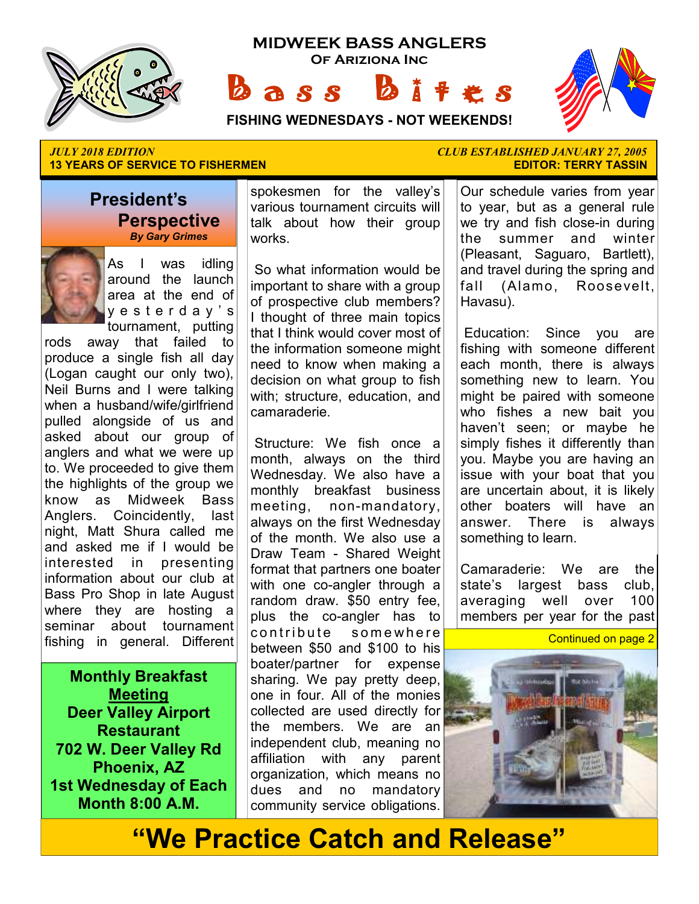# MIDWEEK BASS ANGLERS

**Of Ariziona Inc**

# Bass Bites

**FISHING WEDNESDAYS - NOT WEEKENDS!**

*JULY 2018 EDITION*
**13 YEARS OF SERVICE TO FISHERMEN**

*CLUB ESTABLISHED JANUARY 27, 2005*
**EDITOR: TERRY TASSIN**

## President's Perspective

***By Gary Grimes***

As I was idling around the launch area at the end of yesterday's tournament, putting rods away that failed to produce a single fish all day (Logan caught our only two), Neil Burns and I were talking when a husband/wife/girlfriend pulled alongside of us and asked about our group of anglers and what we were up to. We proceeded to give them the highlights of the group we know as Midweek Bass Anglers. Coincidently, last night, Matt Shura called me and asked me if I would be interested in presenting information about our club at Bass Pro Shop in late August where they are hosting a seminar about tournament fishing in general. Different spokesmen for the valley's various tournament circuits will talk about how their group works.

So what information would be important to share with a group of prospective club members? I thought of three main topics that I think would cover most of the information someone might need to know when making a decision on what group to fish with; structure, education, and camaraderie.

Structure: We fish once a month, always on the third Wednesday. We also have a monthly breakfast business meeting, non-mandatory, always on the first Wednesday of the month. We also use a Draw Team - Shared Weight format that partners one boater with one co-angler through a random draw. $50 entry fee, plus the co-angler has to contribute somewhere between $50 and $100 to his boater/partner for expense sharing. We pay pretty deep, one in four. All of the monies collected are used directly for the members. We are an independent club, meaning no affiliation with any parent organization, which means no dues and no mandatory community service obligations. Our schedule varies from year to year, but as a general rule we try and fish close-in during the summer and winter (Pleasant, Saguaro, Bartlett), and travel during the spring and fall (Alamo, Roosevelt, Havasu).

Education: Since you are fishing with someone different each month, there is always something new to learn. You might be paired with someone who fishes a new bait you haven't seen; or maybe he simply fishes it differently than you. Maybe you are having an issue with your boat that you are uncertain about, it is likely other boaters will have an answer. There is always something to learn.

Camaraderie: We are the state's largest bass club, averaging well over 100 members per year for the past

Continued on page 2

**Monthly Breakfast Meeting**
**Deer Valley Airport Restaurant**
**702 W. Deer Valley Rd**
**Phoenix, AZ**
**1st Wednesday of Each Month 8:00 A.M.**

# "We Practice Catch and Release"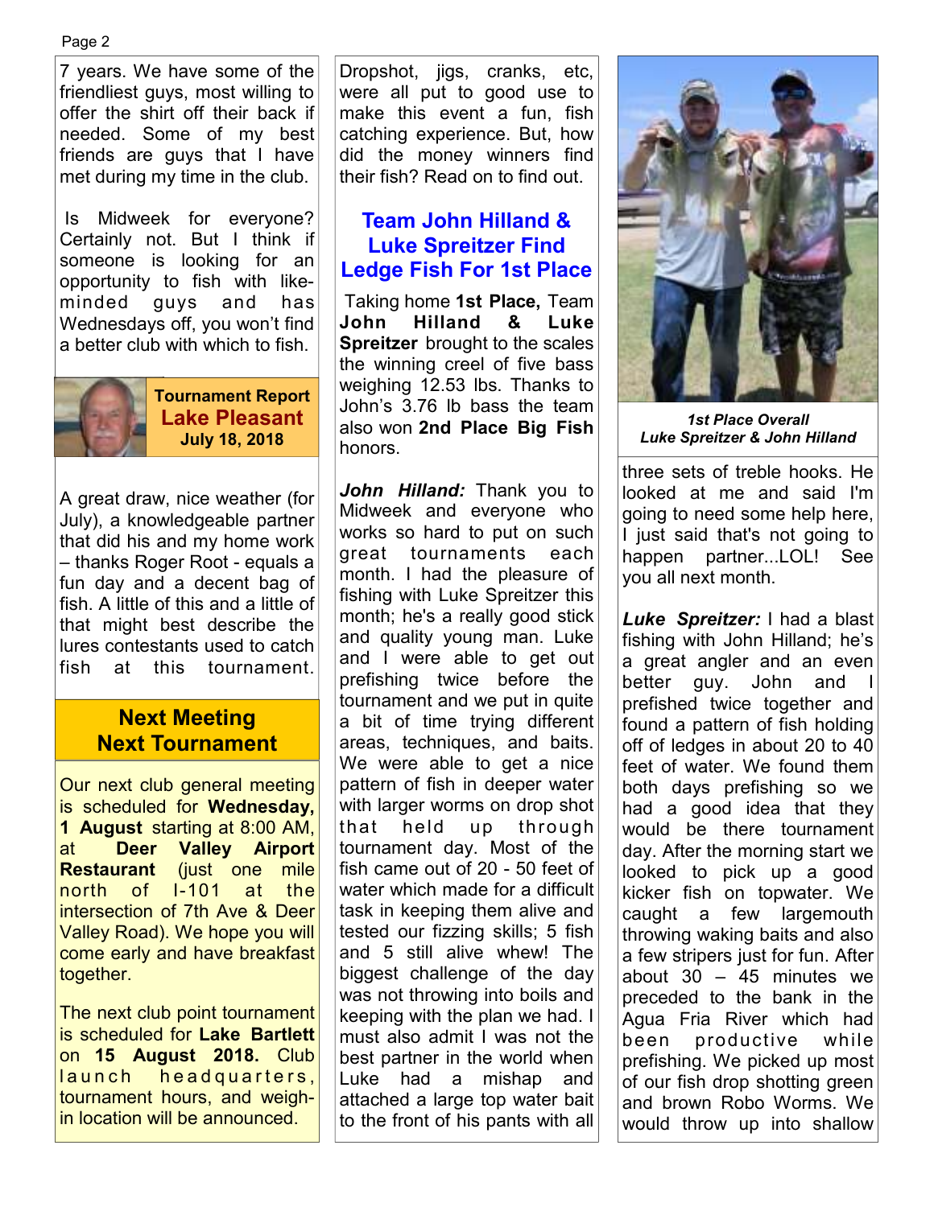7 years. We have some of the friendliest guys, most willing to offer the shirt off their back if needed. Some of my best friends are guys that I have met during my time in the club.

Is Midweek for everyone? Certainly not. But I think if someone is looking for an opportunity to fish with like-minded guys and has Wednesdays off, you won't find a better club with which to fish.

**Tournament Report**
## Lake Pleasant
**July 18, 2018**

A great draw, nice weather (for July), a knowledgeable partner that did his and my home work – thanks Roger Root - equals a fun day and a decent bag of fish. A little of this and a little of that might best describe the lures contestants used to catch fish at this tournament.

## Next Meeting
## Next Tournament

Our next club general meeting is scheduled for **Wednesday, 1 August** starting at 8:00 AM, at **Deer Valley Airport Restaurant** (just one mile north of I-101 at the intersection of 7th Ave & Deer Valley Road). We hope you will come early and have breakfast together.

The next club point tournament is scheduled for **Lake Bartlett** on **15 August 2018.** Club launch headquarters, tournament hours, and weigh-in location will be announced.

Dropshot, jigs, cranks, etc, were all put to good use to make this event a fun, fish catching experience. But, how did the money winners find their fish? Read on to find out.

## Team John Hilland & Luke Spreitzer Find Ledge Fish For 1st Place

Taking home **1st Place,** Team **John Hilland & Luke Spreitzer** brought to the scales the winning creel of five bass weighing 12.53 lbs. Thanks to John's 3.76 lb bass the team also won **2nd Place Big Fish** honors.

***John Hilland:*** Thank you to Midweek and everyone who works so hard to put on such great tournaments each month. I had the pleasure of fishing with Luke Spreitzer this month; he's a really good stick and quality young man. Luke and I were able to get out prefishing twice before the tournament and we put in quite a bit of time trying different areas, techniques, and baits. We were able to get a nice pattern of fish in deeper water with larger worms on drop shot that held up through tournament day. Most of the fish came out of 20 - 50 feet of water which made for a difficult task in keeping them alive and tested our fizzing skills; 5 fish and 5 still alive whew! The biggest challenge of the day was not throwing into boils and keeping with the plan we had. I must also admit I was not the best partner in the world when Luke had a mishap and attached a large top water bait to the front of his pants with all three sets of treble hooks. He looked at me and said I'm going to need some help here, I just said that's not going to happen partner...LOL! See you all next month.

*1st Place Overall*
*Luke Spreitzer & John Hilland*

***Luke Spreitzer:*** I had a blast fishing with John Hilland; he's a great angler and an even better guy. John and I prefished twice together and found a pattern of fish holding off of ledges in about 20 to 40 feet of water. We found them both days prefishing so we had a good idea that they would be there tournament day. After the morning start we looked to pick up a good kicker fish on topwater. We caught a few largemouth throwing waking baits and also a few stripers just for fun. After about 30 – 45 minutes we preceded to the bank in the Agua Fria River which had been productive while prefishing. We picked up most of our fish drop shotting green and brown Robo Worms. We would throw up into shallow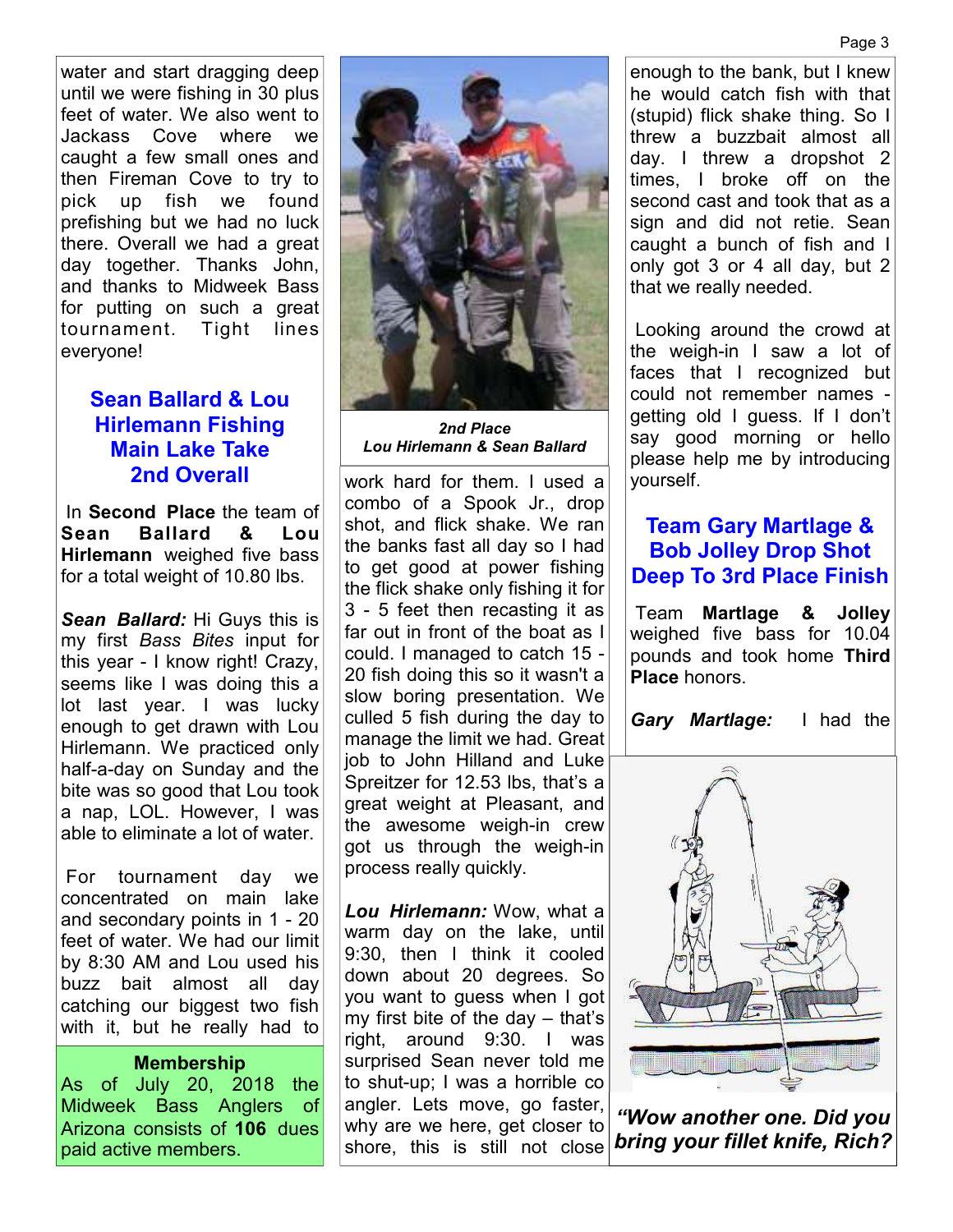water and start dragging deep until we were fishing in 30 plus feet of water. We also went to Jackass Cove where we caught a few small ones and then Fireman Cove to try to pick up fish we found prefishing but we had no luck there. Overall we had a great day together. Thanks John, and thanks to Midweek Bass for putting on such a great tournament. Tight lines everyone!

## Sean Ballard & Lou Hirlemann Fishing Main Lake Take 2nd Overall

In **Second Place** the team of **Sean Ballard & Lou Hirlemann** weighed five bass for a total weight of 10.80 lbs.

***Sean Ballard:*** Hi Guys this is my first *Bass Bites* input for this year - I know right! Crazy, seems like I was doing this a lot last year. I was lucky enough to get drawn with Lou Hirlemann. We practiced only half-a-day on Sunday and the bite was so good that Lou took a nap, LOL. However, I was able to eliminate a lot of water.

For tournament day we concentrated on main lake and secondary points in 1 - 20 feet of water. We had our limit by 8:30 AM and Lou used his buzz bait almost all day catching our biggest two fish with it, but he really had to work hard for them. I used a combo of a Spook Jr., drop shot, and flick shake. We ran the banks fast all day so I had to get good at power fishing the flick shake only fishing it for 3 - 5 feet then recasting it as far out in front of the boat as I could. I managed to catch 15 - 20 fish doing this so it wasn't a slow boring presentation. We culled 5 fish during the day to manage the limit we had. Great job to John Hilland and Luke Spreitzer for 12.53 lbs, that's a great weight at Pleasant, and the awesome weigh-in crew got us through the weigh-in process really quickly.

*2nd Place*
*Lou Hirlemann & Sean Ballard*

***Lou Hirlemann:*** Wow, what a warm day on the lake, until 9:30, then I think it cooled down about 20 degrees. So you want to guess when I got my first bite of the day – that's right, around 9:30. I was surprised Sean never told me to shut-up; I was a horrible co angler. Lets move, go faster, why are we here, get closer to shore, this is still not close enough to the bank, but I knew he would catch fish with that (stupid) flick shake thing. So I threw a buzzbait almost all day. I threw a dropshot 2 times, I broke off on the second cast and took that as a sign and did not retie. Sean caught a bunch of fish and I only got 3 or 4 all day, but 2 that we really needed.

Looking around the crowd at the weigh-in I saw a lot of faces that I recognized but could not remember names - getting old I guess. If I don't say good morning or hello please help me by introducing yourself.

## Team Gary Martlage & Bob Jolley Drop Shot Deep To 3rd Place Finish

Team **Martlage & Jolley** weighed five bass for 10.04 pounds and took home **Third Place** honors.

***Gary Martlage:*** I had the

***"Wow another one. Did you bring your fillet knife, Rich?***

### Membership

As of July 20, 2018 the Midweek Bass Anglers of Arizona consists of **106** dues paid active members.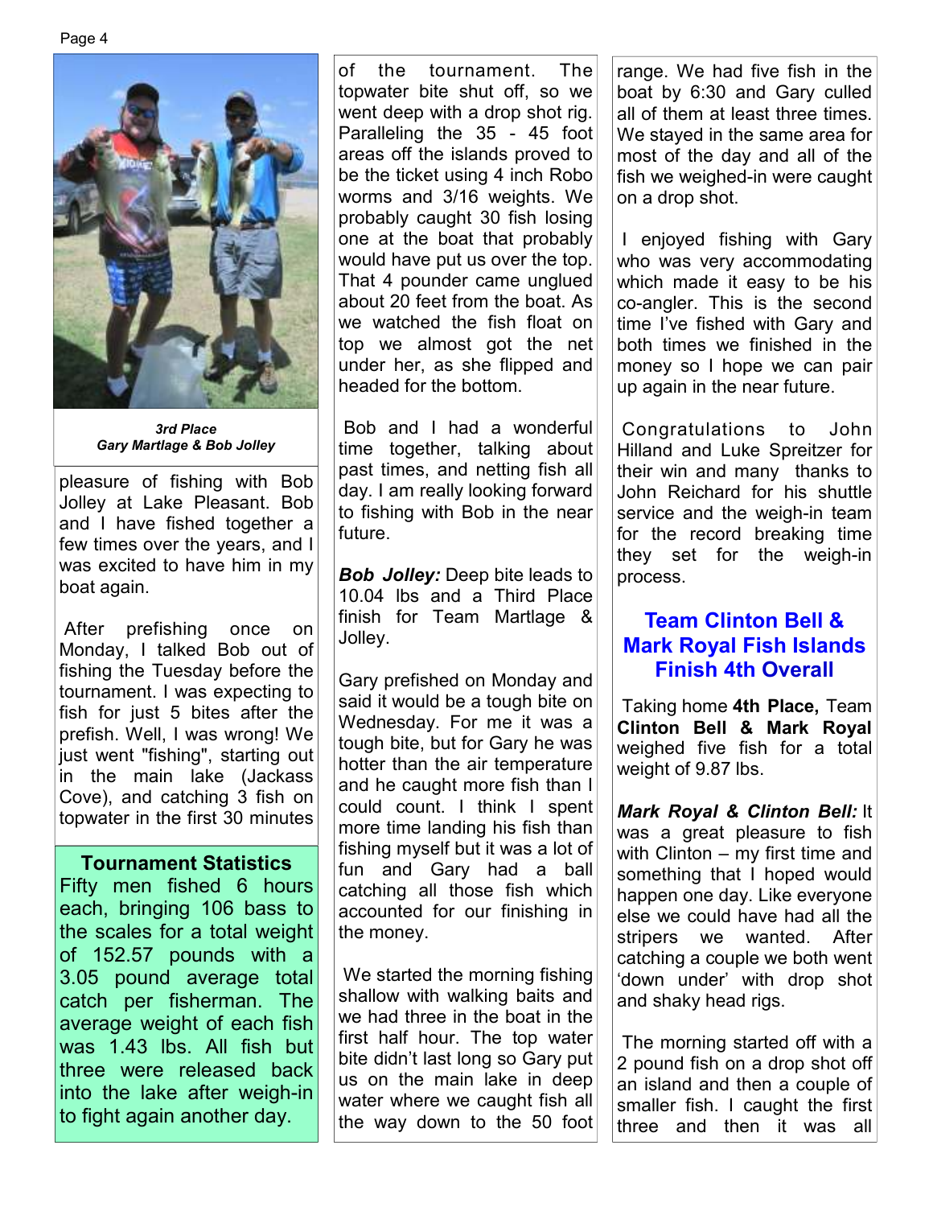*3rd Place*
*Gary Martlage & Bob Jolley*

pleasure of fishing with Bob Jolley at Lake Pleasant. Bob and I have fished together a few times over the years, and I was excited to have him in my boat again.

After prefishing once on Monday, I talked Bob out of fishing the Tuesday before the tournament. I was expecting to fish for just 5 bites after the prefish. Well, I was wrong! We just went "fishing", starting out in the main lake (Jackass Cove), and catching 3 fish on topwater in the first 30 minutes of the tournament. The topwater bite shut off, so we went deep with a drop shot rig. Paralleling the 35 - 45 foot areas off the islands proved to be the ticket using 4 inch Robo worms and 3/16 weights. We probably caught 30 fish losing one at the boat that probably would have put us over the top. That 4 pounder came unglued about 20 feet from the boat. As we watched the fish float on top we almost got the net under her, as she flipped and headed for the bottom.

Bob and I had a wonderful time together, talking about past times, and netting fish all day. I am really looking forward to fishing with Bob in the near future.

**Tournament Statistics**

Fifty men fished 6 hours each, bringing 106 bass to the scales for a total weight of 152.57 pounds with a 3.05 pound average total catch per fisherman. The average weight of each fish was 1.43 lbs. All fish but three were released back into the lake after weigh-in to fight again another day.

***Bob Jolley:*** Deep bite leads to 10.04 lbs and a Third Place finish for Team Martlage & Jolley.

Gary prefished on Monday and said it would be a tough bite on Wednesday. For me it was a tough bite, but for Gary he was hotter than the air temperature and he caught more fish than I could count. I think I spent more time landing his fish than fishing myself but it was a lot of fun and Gary had a ball catching all those fish which accounted for our finishing in the money.

We started the morning fishing shallow with walking baits and we had three in the boat in the first half hour. The top water bite didn't last long so Gary put us on the main lake in deep water where we caught fish all the way down to the 50 foot range. We had five fish in the boat by 6:30 and Gary culled all of them at least three times. We stayed in the same area for most of the day and all of the fish we weighed-in were caught on a drop shot.

I enjoyed fishing with Gary who was very accommodating which made it easy to be his co-angler. This is the second time I've fished with Gary and both times we finished in the money so I hope we can pair up again in the near future.

Congratulations to John Hilland and Luke Spreitzer for their win and many thanks to John Reichard for his shuttle service and the weigh-in team for the record breaking time they set for the weigh-in process.

## Team Clinton Bell & Mark Royal Fish Islands Finish 4th Overall

Taking home **4th Place,** Team **Clinton Bell & Mark Royal** weighed five fish for a total weight of 9.87 lbs.

***Mark Royal & Clinton Bell:*** It was a great pleasure to fish with Clinton – my first time and something that I hoped would happen one day. Like everyone else we could have had all the stripers we wanted. After catching a couple we both went 'down under' with drop shot and shaky head rigs.

The morning started off with a 2 pound fish on a drop shot off an island and then a couple of smaller fish. I caught the first three and then it was all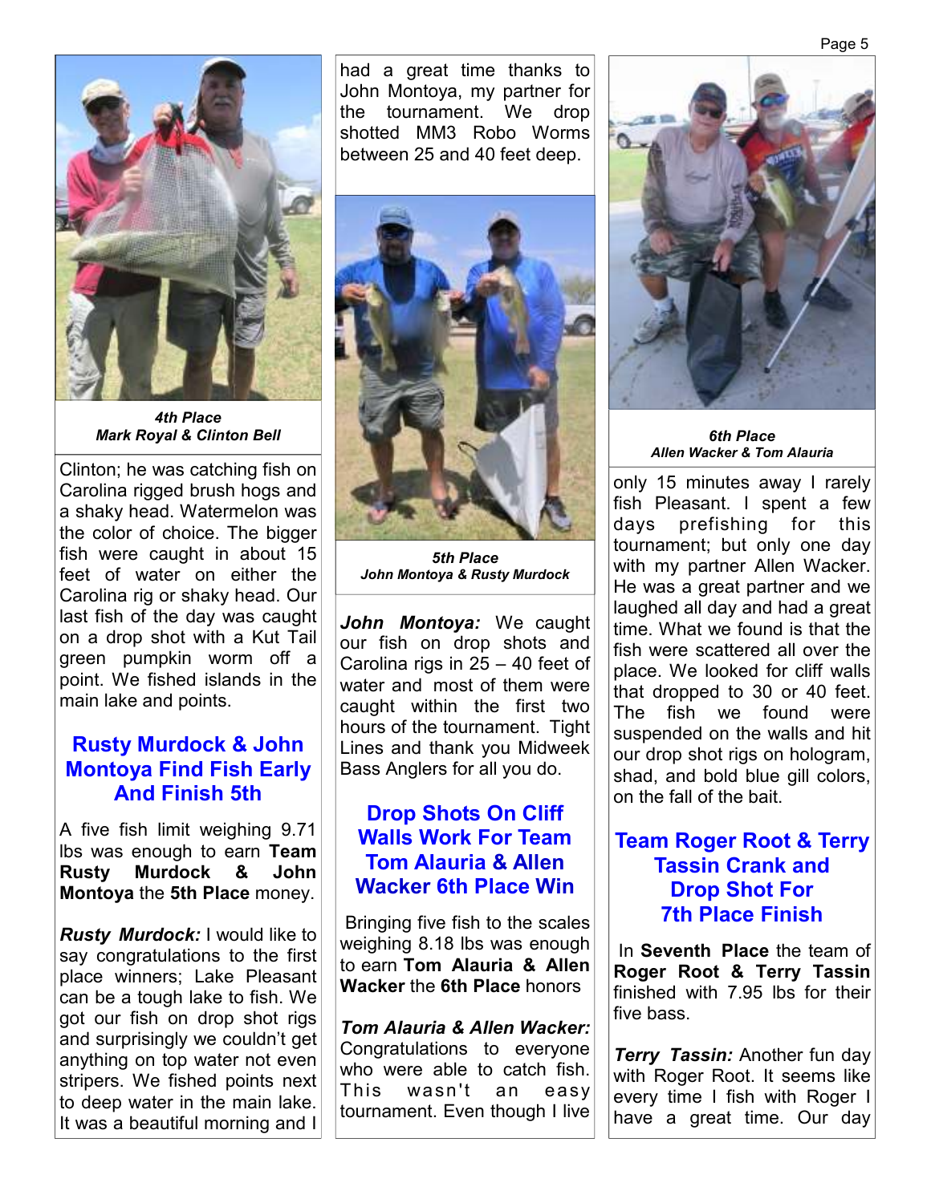*4th Place*
*Mark Royal & Clinton Bell*

Clinton; he was catching fish on Carolina rigged brush hogs and a shaky head. Watermelon was the color of choice. The bigger fish were caught in about 15 feet of water on either the Carolina rig or shaky head. Our last fish of the day was caught on a drop shot with a Kut Tail green pumpkin worm off a point. We fished islands in the main lake and points.

## Rusty Murdock & John Montoya Find Fish Early And Finish 5th

A five fish limit weighing 9.71 lbs was enough to earn **Team Rusty Murdock & John Montoya** the **5th Place** money.

***Rusty Murdock:*** I would like to say congratulations to the first place winners; Lake Pleasant can be a tough lake to fish. We got our fish on drop shot rigs and surprisingly we couldn't get anything on top water not even stripers. We fished points next to deep water in the main lake. It was a beautiful morning and I had a great time thanks to John Montoya, my partner for the tournament. We drop shotted MM3 Robo Worms between 25 and 40 feet deep.

*5th Place*
*John Montoya & Rusty Murdock*

***John Montoya:*** We caught our fish on drop shots and Carolina rigs in 25 – 40 feet of water and most of them were caught within the first two hours of the tournament. Tight Lines and thank you Midweek Bass Anglers for all you do.

## Drop Shots On Cliff Walls Work For Team Tom Alauria & Allen Wacker 6th Place Win

Bringing five fish to the scales weighing 8.18 lbs was enough to earn **Tom Alauria & Allen Wacker** the **6th Place** honors

***Tom Alauria & Allen Wacker:*** Congratulations to everyone who were able to catch fish. This wasn't an easy tournament. Even though I live only 15 minutes away I rarely fish Pleasant. I spent a few days prefishing for this tournament; but only one day with my partner Allen Wacker. He was a great partner and we laughed all day and had a great time. What we found is that the fish were scattered all over the place. We looked for cliff walls that dropped to 30 or 40 feet. The fish we found were suspended on the walls and hit our drop shot rigs on hologram, shad, and bold blue gill colors, on the fall of the bait.

*6th Place*
*Allen Wacker & Tom Alauria*

## Team Roger Root & Terry Tassin Crank and Drop Shot For 7th Place Finish

In **Seventh Place** the team of **Roger Root & Terry Tassin** finished with 7.95 lbs for their five bass.

***Terry Tassin:*** Another fun day with Roger Root. It seems like every time I fish with Roger I have a great time. Our day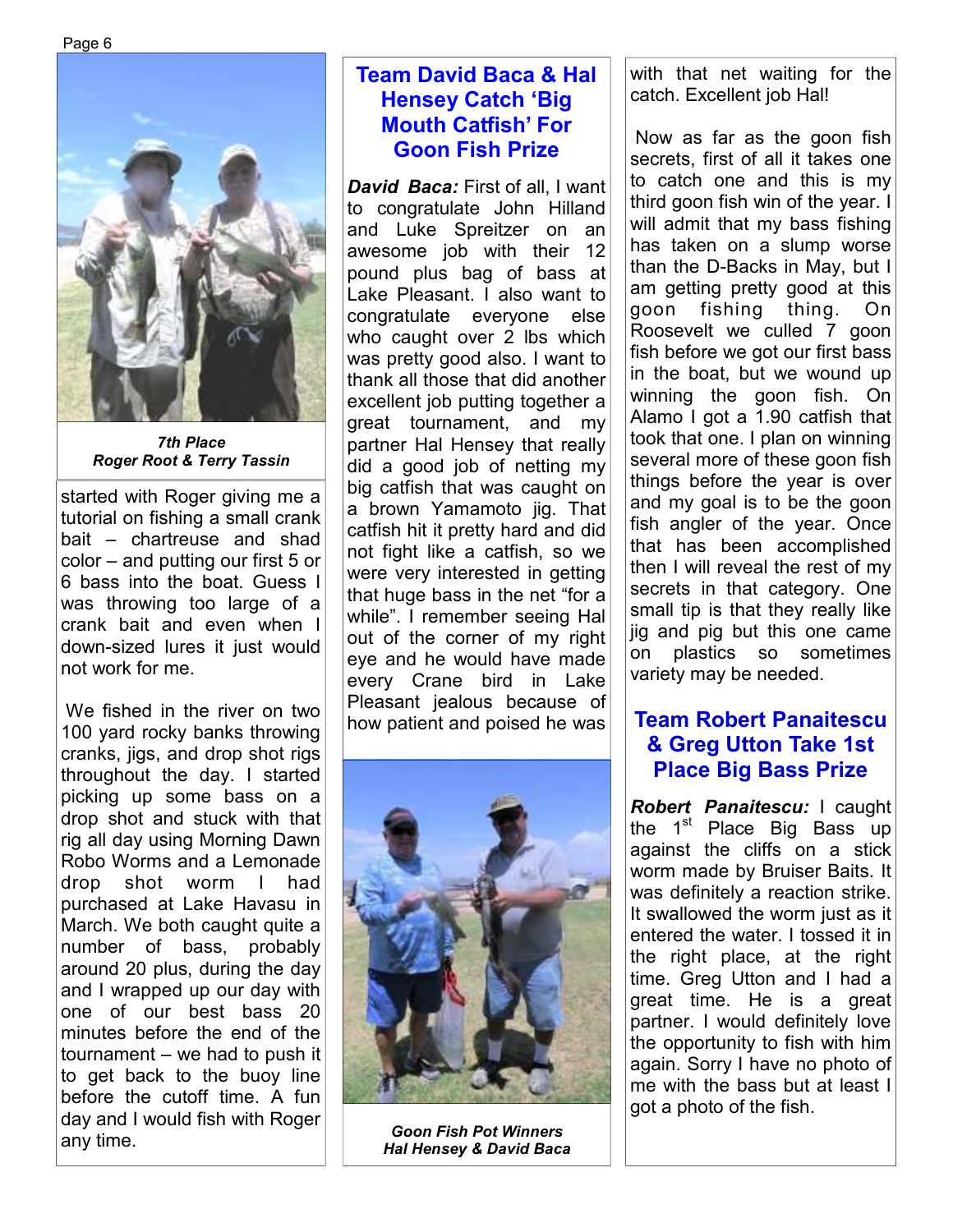*7th Place*
*Roger Root & Terry Tassin*

started with Roger giving me a tutorial on fishing a small crank bait – chartreuse and shad color – and putting our first 5 or 6 bass into the boat. Guess I was throwing too large of a crank bait and even when I down-sized lures it just would not work for me.

We fished in the river on two 100 yard rocky banks throwing cranks, jigs, and drop shot rigs throughout the day. I started picking up some bass on a drop shot and stuck with that rig all day using Morning Dawn Robo Worms and a Lemonade drop shot worm I had purchased at Lake Havasu in March. We both caught quite a number of bass, probably around 20 plus, during the day and I wrapped up our day with one of our best bass 20 minutes before the end of the tournament – we had to push it to get back to the buoy line before the cutoff time. A fun day and I would fish with Roger any time.

## Team David Baca & Hal Hensey Catch 'Big Mouth Catfish' For Goon Fish Prize

***David Baca:*** First of all, I want to congratulate John Hilland and Luke Spreitzer on an awesome job with their 12 pound plus bag of bass at Lake Pleasant. I also want to congratulate everyone else who caught over 2 lbs which was pretty good also. I want to thank all those that did another excellent job putting together a great tournament, and my partner Hal Hensey that really did a good job of netting my big catfish that was caught on a brown Yamamoto jig. That catfish hit it pretty hard and did not fight like a catfish, so we were very interested in getting that huge bass in the net "for a while". I remember seeing Hal out of the corner of my right eye and he would have made every Crane bird in Lake Pleasant jealous because of how patient and poised he was

*Goon Fish Pot Winners*
*Hal Hensey & David Baca*

with that net waiting for the catch. Excellent job Hal!

Now as far as the goon fish secrets, first of all it takes one to catch one and this is my third goon fish win of the year. I will admit that my bass fishing has taken on a slump worse than the D-Backs in May, but I am getting pretty good at this goon fishing thing. On Roosevelt we culled 7 goon fish before we got our first bass in the boat, but we wound up winning the goon fish. On Alamo I got a 1.90 catfish that took that one. I plan on winning several more of these goon fish things before the year is over and my goal is to be the goon fish angler of the year. Once that has been accomplished then I will reveal the rest of my secrets in that category. One small tip is that they really like jig and pig but this one came on plastics so sometimes variety may be needed.

## Team Robert Panaitescu & Greg Utton Take 1st Place Big Bass Prize

***Robert Panaitescu:*** I caught the 1st Place Big Bass up against the cliffs on a stick worm made by Bruiser Baits. It was definitely a reaction strike. It swallowed the worm just as it entered the water. I tossed it in the right place, at the right time. Greg Utton and I had a great time. He is a great partner. I would definitely love the opportunity to fish with him again. Sorry I have no photo of me with the bass but at least I got a photo of the fish.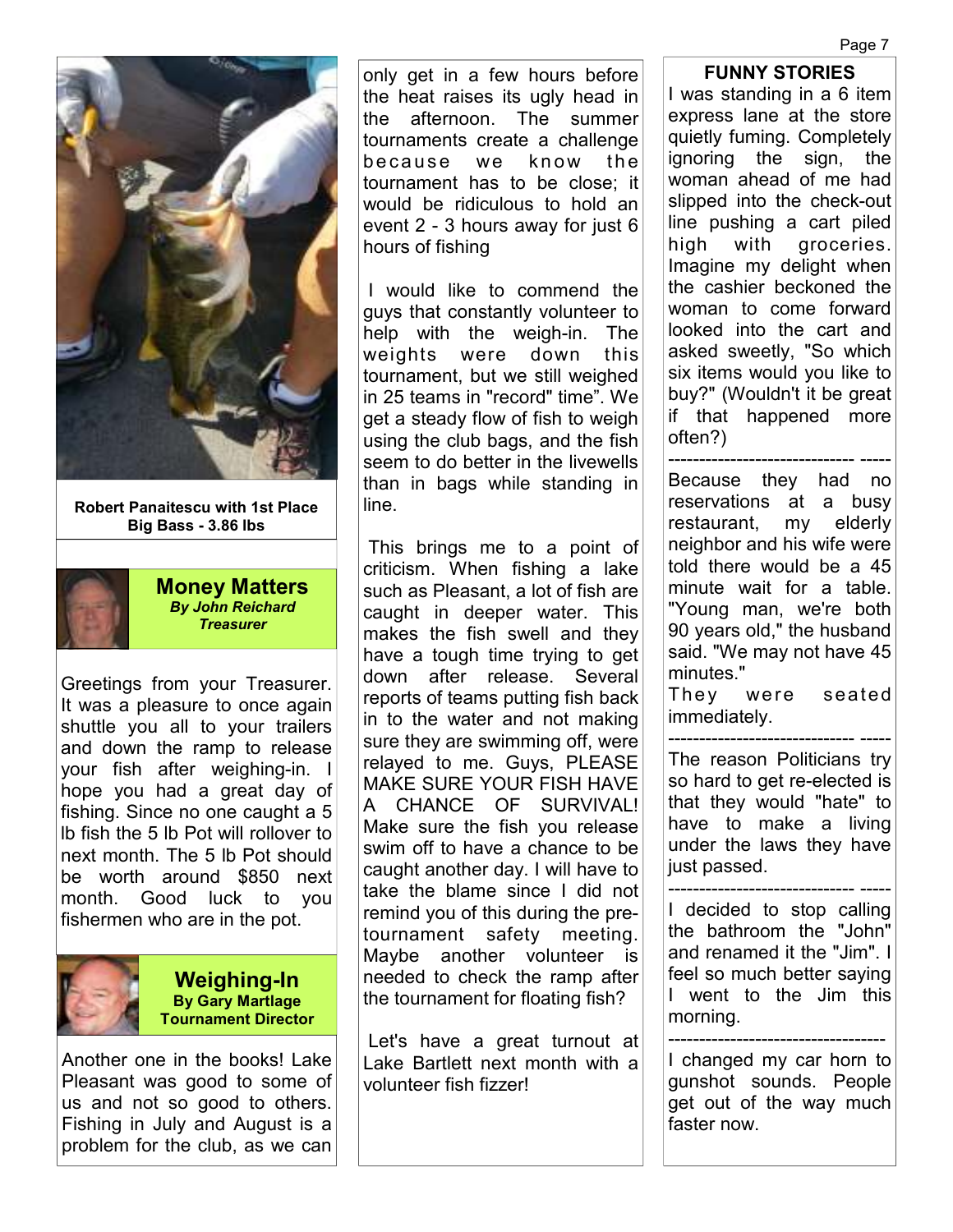Robert Panaitescu with 1st Place Big Bass - 3.86 lbs

## Money Matters

***By John Reichard***
***Treasurer***

Greetings from your Treasurer. It was a pleasure to once again shuttle you all to your trailers and down the ramp to release your fish after weighing-in. I hope you had a great day of fishing. Since no one caught a 5 lb fish the 5 lb Pot will rollover to next month. The 5 lb Pot should be worth around $850 next month. Good luck to you fishermen who are in the pot.

## Weighing-In

**By Gary Martlage**
**Tournament Director**

Another one in the books! Lake Pleasant was good to some of us and not so good to others. Fishing in July and August is a problem for the club, as we can only get in a few hours before the heat raises its ugly head in the afternoon. The summer tournaments create a challenge because we know the tournament has to be close; it would be ridiculous to hold an event 2 - 3 hours away for just 6 hours of fishing

I would like to commend the guys that constantly volunteer to help with the weigh-in. The weights were down this tournament, but we still weighed in 25 teams in "record" time". We get a steady flow of fish to weigh using the club bags, and the fish seem to do better in the livewells than in bags while standing in line.

This brings me to a point of criticism. When fishing a lake such as Pleasant, a lot of fish are caught in deeper water. This makes the fish swell and they have a tough time trying to get down after release. Several reports of teams putting fish back in to the water and not making sure they are swimming off, were relayed to me. Guys, PLEASE MAKE SURE YOUR FISH HAVE A CHANCE OF SURVIVAL! Make sure the fish you release swim off to have a chance to be caught another day. I will have to take the blame since I did not remind you of this during the pre-tournament safety meeting. Maybe another volunteer is needed to check the ramp after the tournament for floating fish?

Let's have a great turnout at Lake Bartlett next month with a volunteer fish fizzer!

## FUNNY STORIES

I was standing in a 6 item express lane at the store quietly fuming. Completely ignoring the sign, the woman ahead of me had slipped into the check-out line pushing a cart piled high with groceries. Imagine my delight when the cashier beckoned the woman to come forward looked into the cart and asked sweetly, "So which six items would you like to buy?" (Wouldn't it be great if that happened more often?)

------------------------------ -----

Because they had no reservations at a busy restaurant, my elderly neighbor and his wife were told there would be a 45 minute wait for a table. "Young man, we're both 90 years old," the husband said. "We may not have 45 minutes."
They were seated immediately.

------------------------------ -----

The reason Politicians try so hard to get re-elected is that they would "hate" to have to make a living under the laws they have just passed.

------------------------------ -----

I decided to stop calling the bathroom the "John" and renamed it the "Jim". I feel so much better saying I went to the Jim this morning.

-----------------------------------

I changed my car horn to gunshot sounds. People get out of the way much faster now.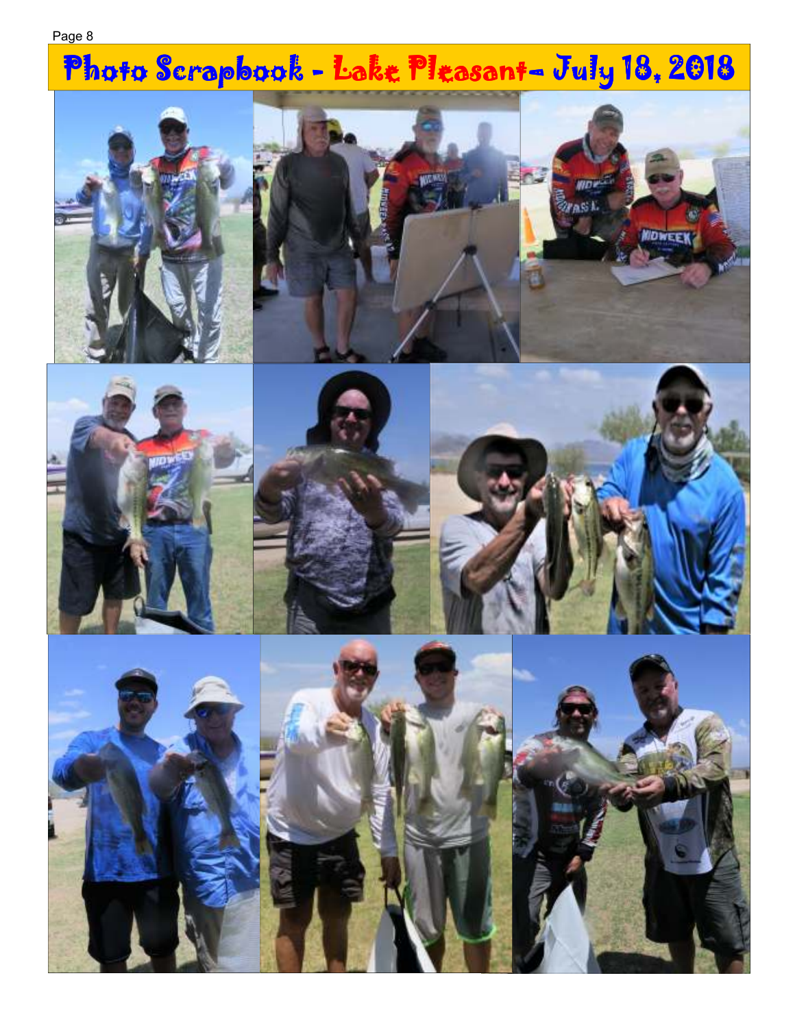# Photo Scrapbook - Lake Pleasant- July 18, 2018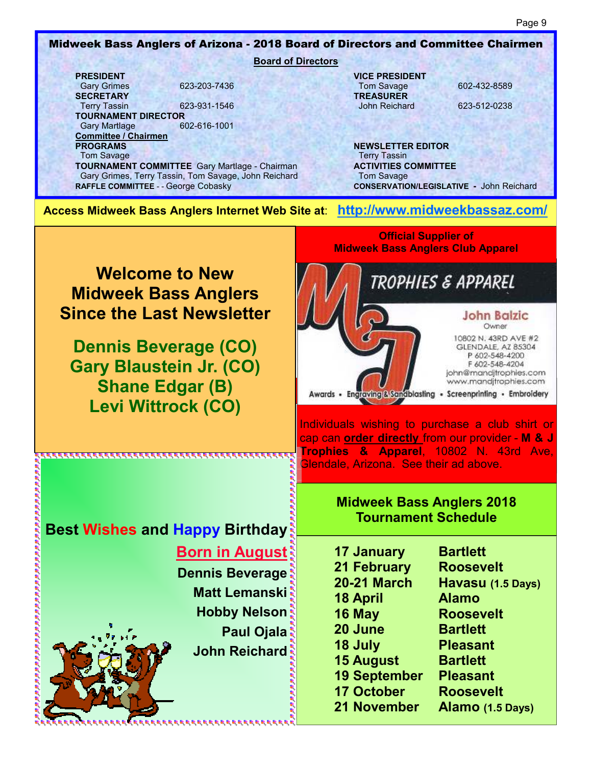## Midweek Bass Anglers of Arizona - 2018 Board of Directors and Committee Chairmen

**Board of Directors**

**PRESIDENT**
Gary Grimes 623-203-7436

**VICE PRESIDENT**
Tom Savage 602-432-8589

**SECRETARY**
Terry Tassin 623-931-1546

**TREASURER**
John Reichard 623-512-0238

**TOURNAMENT DIRECTOR**
Gary Martlage 602-616-1001

**Committee / Chairmen**

**PROGRAMS**
Tom Savage

**NEWSLETTER EDITOR**
Terry Tassin

**TOURNAMENT COMMITTEE** Gary Martlage - Chairman
Gary Grimes, Terry Tassin, Tom Savage, John Reichard

**ACTIVITIES COMMITTEE**
Tom Savage

**RAFFLE COMMITTEE** - - George Cobasky

**CONSERVATION/LEGISLATIVE** - John Reichard

**Access Midweek Bass Anglers Internet Web Site at**: http://www.midweekbassaz.com/

## Welcome to New Midweek Bass Anglers Since the Last Newsletter

**Dennis Beverage (CO)**
**Gary Blaustein Jr. (CO)**
**Shane Edgar (B)**
**Levi Wittrock (CO)**

**Official Supplier of Midweek Bass Anglers Club Apparel**

M&J TROPHIES & APPAREL
John Balzic
Owner
10802 N. 43RD AVE #2
GLENDALE, AZ 85304
P 602-548-4200
F 602-548-4204
john@mandjtrophies.com
www.mandjtrophies.com
Awards • Engraving & Sandblasting • Screenprinting • Embroidery

Individuals wishing to purchase a club shirt or cap can **order directly** from our provider - **M & J Trophies & Apparel**, 10802 N. 43rd Ave, Glendale, Arizona. See their ad above.

## Best Wishes and Happy Birthday

**Born in August**

**Dennis Beverage**
**Matt Lemanski**
**Hobby Nelson**
**Paul Ojala**
**John Reichard**

## Midweek Bass Anglers 2018 Tournament Schedule

| | |
|---|---|
| 17 January | Bartlett |
| 21 February | Roosevelt |
| 20-21 March | Havasu (1.5 Days) |
| 18 April | Alamo |
| 16 May | Roosevelt |
| 20 June | Bartlett |
| 18 July | Pleasant |
| 15 August | Bartlett |
| 19 September | Pleasant |
| 17 October | Roosevelt |
| 21 November | Alamo (1.5 Days) |